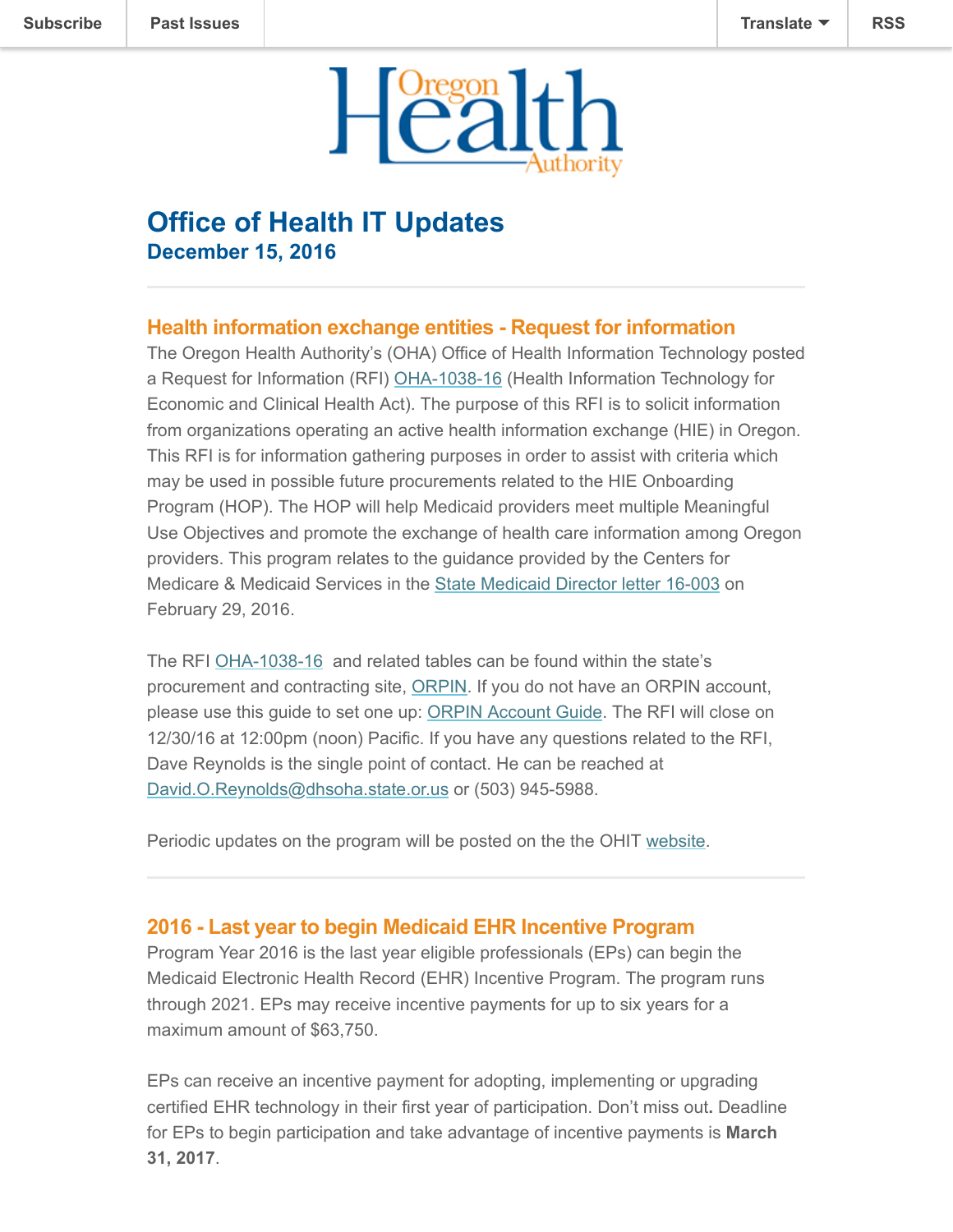Subscribe | Past Issues | Translate | RSS

# Office of Health IT Updates

**December 15, 2016**

## Health information exchange entities - Request for information

The Oregon Health Authority's (OHA) Office of Health Information Technology posted a Request for Information (RFI) OHA-1038-16 (Health Information Technology for Economic and Clinical Health Act). The purpose of this RFI is to solicit information from organizations operating an active health information exchange (HIE) in Oregon. This RFI is for information gathering purposes in order to assist with criteria which may be used in possible future procurements related to the HIE Onboarding Program (HOP). The HOP will help Medicaid providers meet multiple Meaningful Use Objectives and promote the exchange of health care information among Oregon providers. This program relates to the guidance provided by the Centers for Medicare & Medicaid Services in the State Medicaid Director letter 16-003 on February 29, 2016.

The RFI OHA-1038-16 and related tables can be found within the state's procurement and contracting site, ORPIN. If you do not have an ORPIN account, please use this guide to set one up: ORPIN Account Guide. The RFI will close on 12/30/16 at 12:00pm (noon) Pacific. If you have any questions related to the RFI, Dave Reynolds is the single point of contact. He can be reached at David.O.Reynolds@dhsoha.state.or.us or (503) 945-5988.

Periodic updates on the program will be posted on the the OHIT website.

## 2016 - Last year to begin Medicaid EHR Incentive Program

Program Year 2016 is the last year eligible professionals (EPs) can begin the Medicaid Electronic Health Record (EHR) Incentive Program. The program runs through 2021. EPs may receive incentive payments for up to six years for a maximum amount of $63,750.

EPs can receive an incentive payment for adopting, implementing or upgrading certified EHR technology in their first year of participation. Don't miss out. Deadline for EPs to begin participation and take advantage of incentive payments is **March 31, 2017**.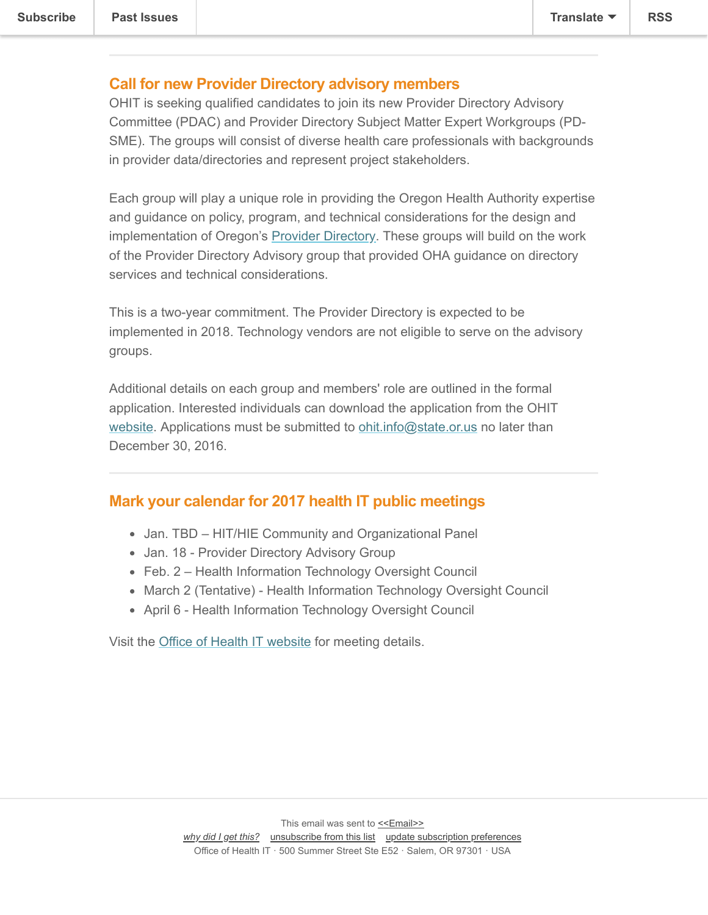## Call for new Provider Directory advisory members

OHIT is seeking qualified candidates to join its new Provider Directory Advisory Committee (PDAC) and Provider Directory Subject Matter Expert Workgroups (PD-SME). The groups will consist of diverse health care professionals with backgrounds in provider data/directories and represent project stakeholders.

Each group will play a unique role in providing the Oregon Health Authority expertise and guidance on policy, program, and technical considerations for the design and implementation of Oregon's Provider Directory. These groups will build on the work of the Provider Directory Advisory group that provided OHA guidance on directory services and technical considerations.

This is a two-year commitment. The Provider Directory is expected to be implemented in 2018. Technology vendors are not eligible to serve on the advisory groups.

Additional details on each group and members' role are outlined in the formal application. Interested individuals can download the application from the OHIT website. Applications must be submitted to ohit.info@state.or.us no later than December 30, 2016.

## Mark your calendar for 2017 health IT public meetings

- Jan. TBD – HIT/HIE Community and Organizational Panel
- Jan. 18 - Provider Directory Advisory Group
- Feb. 2 – Health Information Technology Oversight Council
- March 2 (Tentative) - Health Information Technology Oversight Council
- April 6 - Health Information Technology Oversight Council

Visit the Office of Health IT website for meeting details.

This email was sent to <<Email>>

*why did I get this?* unsubscribe from this list update subscription preferences

Office of Health IT · 500 Summer Street Ste E52 · Salem, OR 97301 · USA